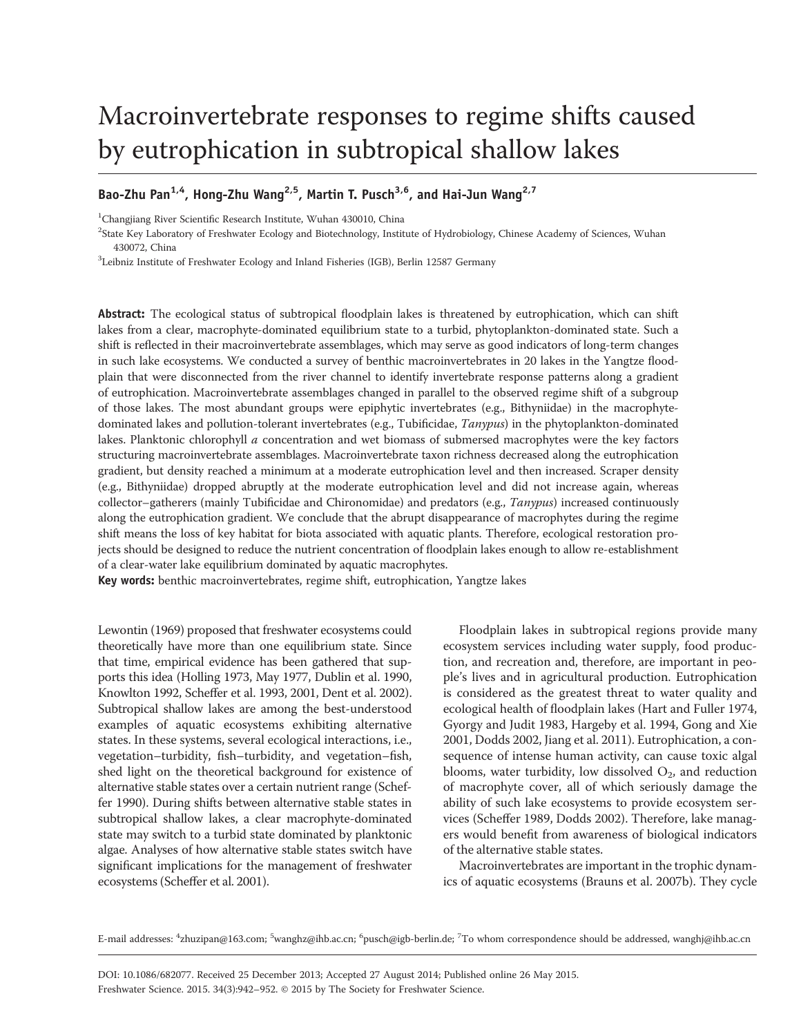# Macroinvertebrate responses to regime shifts caused by eutrophication in subtropical shallow lakes

**Bao-Zhu Pan[1,4], Hong-Zhu Wang[2,5], Martin T. Pusch[3,6], and Hai-Jun Wang[2,7]**

[1]Changjiang River Scientific Research Institute, Wuhan 430010, China

[2]State Key Laboratory of Freshwater Ecology and Biotechnology, Institute of Hydrobiology, Chinese Academy of Sciences, Wuhan 430072, China

[3]Leibniz Institute of Freshwater Ecology and Inland Fisheries (IGB), Berlin 12587 Germany

**Abstract:** The ecological status of subtropical floodplain lakes is threatened by eutrophication, which can shift lakes from a clear, macrophyte-dominated equilibrium state to a turbid, phytoplankton-dominated state. Such a shift is reflected in their macroinvertebrate assemblages, which may serve as good indicators of long-term changes in such lake ecosystems. We conducted a survey of benthic macroinvertebrates in 20 lakes in the Yangtze floodplain that were disconnected from the river channel to identify invertebrate response patterns along a gradient of eutrophication. Macroinvertebrate assemblages changed in parallel to the observed regime shift of a subgroup of those lakes. The most abundant groups were epiphytic invertebrates (e.g., Bithyniidae) in the macrophyte-dominated lakes and pollution-tolerant invertebrates (e.g., Tubificidae, *Tanypus*) in the phytoplankton-dominated lakes. Planktonic chlorophyll *a* concentration and wet biomass of submersed macrophytes were the key factors structuring macroinvertebrate assemblages. Macroinvertebrate taxon richness decreased along the eutrophication gradient, but density reached a minimum at a moderate eutrophication level and then increased. Scraper density (e.g., Bithyniidae) dropped abruptly at the moderate eutrophication level and did not increase again, whereas collector–gatherers (mainly Tubificidae and Chironomidae) and predators (e.g., *Tanypus*) increased continuously along the eutrophication gradient. We conclude that the abrupt disappearance of macrophytes during the regime shift means the loss of key habitat for biota associated with aquatic plants. Therefore, ecological restoration projects should be designed to reduce the nutrient concentration of floodplain lakes enough to allow re-establishment of a clear-water lake equilibrium dominated by aquatic macrophytes.

**Key words:** benthic macroinvertebrates, regime shift, eutrophication, Yangtze lakes

Lewontin (1969) proposed that freshwater ecosystems could theoretically have more than one equilibrium state. Since that time, empirical evidence has been gathered that supports this idea (Holling 1973, May 1977, Dublin et al. 1990, Knowlton 1992, Scheffer et al. 1993, 2001, Dent et al. 2002). Subtropical shallow lakes are among the best-understood examples of aquatic ecosystems exhibiting alternative states. In these systems, several ecological interactions, i.e., vegetation–turbidity, fish–turbidity, and vegetation–fish, shed light on the theoretical background for existence of alternative stable states over a certain nutrient range (Scheffer 1990). During shifts between alternative stable states in subtropical shallow lakes, a clear macrophyte-dominated state may switch to a turbid state dominated by planktonic algae. Analyses of how alternative stable states switch have significant implications for the management of freshwater ecosystems (Scheffer et al. 2001).

Floodplain lakes in subtropical regions provide many ecosystem services including water supply, food production, and recreation and, therefore, are important in people's lives and in agricultural production. Eutrophication is considered as the greatest threat to water quality and ecological health of floodplain lakes (Hart and Fuller 1974, Gyorgy and Judit 1983, Hargeby et al. 1994, Gong and Xie 2001, Dodds 2002, Jiang et al. 2011). Eutrophication, a consequence of intense human activity, can cause toxic algal blooms, water turbidity, low dissolved $O_2$, and reduction of macrophyte cover, all of which seriously damage the ability of such lake ecosystems to provide ecosystem services (Scheffer 1989, Dodds 2002). Therefore, lake managers would benefit from awareness of biological indicators of the alternative stable states.

Macroinvertebrates are important in the trophic dynamics of aquatic ecosystems (Brauns et al. 2007b). They cycle

E-mail addresses: [4]zhuzipan@163.com; [5]wanghz@ihb.ac.cn; [6]pusch@igb-berlin.de; [7]To whom correspondence should be addressed, wanghj@ihb.ac.cn

DOI: 10.1086/682077. Received 25 December 2013; Accepted 27 August 2014; Published online 26 May 2015.
Freshwater Science. 2015. 34(3):942–952. © 2015 by The Society for Freshwater Science.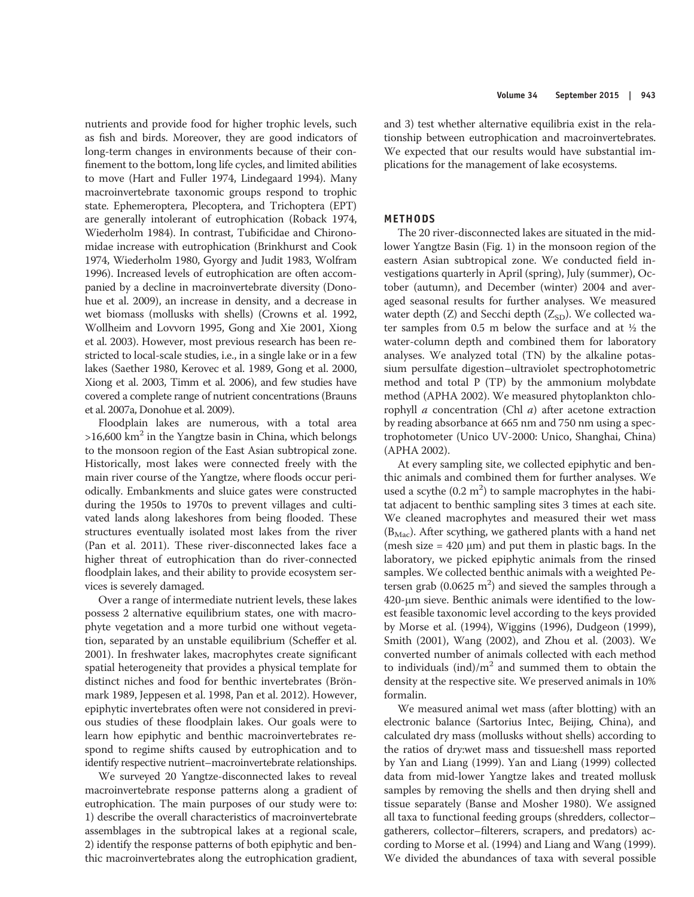nutrients and provide food for higher trophic levels, such as fish and birds. Moreover, they are good indicators of long-term changes in environments because of their confinement to the bottom, long life cycles, and limited abilities to move (Hart and Fuller 1974, Lindegaard 1994). Many macroinvertebrate taxonomic groups respond to trophic state. Ephemeroptera, Plecoptera, and Trichoptera (EPT) are generally intolerant of eutrophication (Roback 1974, Wiederholm 1984). In contrast, Tubificidae and Chironomidae increase with eutrophication (Brinkhurst and Cook 1974, Wiederholm 1980, Gyorgy and Judit 1983, Wolfram 1996). Increased levels of eutrophication are often accompanied by a decline in macroinvertebrate diversity (Donohue et al. 2009), an increase in density, and a decrease in wet biomass (mollusks with shells) (Crowns et al. 1992, Wollheim and Lovvorn 1995, Gong and Xie 2001, Xiong et al. 2003). However, most previous research has been restricted to local-scale studies, i.e., in a single lake or in a few lakes (Saether 1980, Kerovec et al. 1989, Gong et al. 2000, Xiong et al. 2003, Timm et al. 2006), and few studies have covered a complete range of nutrient concentrations (Brauns et al. 2007a, Donohue et al. 2009).

Floodplain lakes are numerous, with a total area >16,600 km$^2$ in the Yangtze basin in China, which belongs to the monsoon region of the East Asian subtropical zone. Historically, most lakes were connected freely with the main river course of the Yangtze, where floods occur periodically. Embankments and sluice gates were constructed during the 1950s to 1970s to prevent villages and cultivated lands along lakeshores from being flooded. These structures eventually isolated most lakes from the river (Pan et al. 2011). These river-disconnected lakes face a higher threat of eutrophication than do river-connected floodplain lakes, and their ability to provide ecosystem services is severely damaged.

Over a range of intermediate nutrient levels, these lakes possess 2 alternative equilibrium states, one with macrophyte vegetation and a more turbid one without vegetation, separated by an unstable equilibrium (Scheffer et al. 2001). In freshwater lakes, macrophytes create significant spatial heterogeneity that provides a physical template for distinct niches and food for benthic invertebrates (Brönmark 1989, Jeppesen et al. 1998, Pan et al. 2012). However, epiphytic invertebrates often were not considered in previous studies of these floodplain lakes. Our goals were to learn how epiphytic and benthic macroinvertebrates respond to regime shifts caused by eutrophication and to identify respective nutrient–macroinvertebrate relationships.

We surveyed 20 Yangtze-disconnected lakes to reveal macroinvertebrate response patterns along a gradient of eutrophication. The main purposes of our study were to: 1) describe the overall characteristics of macroinvertebrate assemblages in the subtropical lakes at a regional scale, 2) identify the response patterns of both epiphytic and benthic macroinvertebrates along the eutrophication gradient, and 3) test whether alternative equilibria exist in the relationship between eutrophication and macroinvertebrates. We expected that our results would have substantial implications for the management of lake ecosystems.

## METHODS

The 20 river-disconnected lakes are situated in the mid-lower Yangtze Basin (Fig. 1) in the monsoon region of the eastern Asian subtropical zone. We conducted field investigations quarterly in April (spring), July (summer), October (autumn), and December (winter) 2004 and averaged seasonal results for further analyses. We measured water depth (Z) and Secchi depth ($Z_{SD}$). We collected water samples from 0.5 m below the surface and at ½ the water-column depth and combined them for laboratory analyses. We analyzed total (TN) by the alkaline potassium persulfate digestion–ultraviolet spectrophotometric method and total P (TP) by the ammonium molybdate method (APHA 2002). We measured phytoplankton chlorophyll *a* concentration (Chl *a*) after acetone extraction by reading absorbance at 665 nm and 750 nm using a spectrophotometer (Unico UV-2000: Unico, Shanghai, China) (APHA 2002).

At every sampling site, we collected epiphytic and benthic animals and combined them for further analyses. We used a scythe (0.2 m$^2$) to sample macrophytes in the habitat adjacent to benthic sampling sites 3 times at each site. We cleaned macrophytes and measured their wet mass ($B_{Mac}$). After scything, we gathered plants with a hand net (mesh size = 420 μm) and put them in plastic bags. In the laboratory, we picked epiphytic animals from the rinsed samples. We collected benthic animals with a weighted Petersen grab (0.0625 m$^2$) and sieved the samples through a 420-μm sieve. Benthic animals were identified to the lowest feasible taxonomic level according to the keys provided by Morse et al. (1994), Wiggins (1996), Dudgeon (1999), Smith (2001), Wang (2002), and Zhou et al. (2003). We converted number of animals collected with each method to individuals (ind)/m$^2$ and summed them to obtain the density at the respective site. We preserved animals in 10% formalin.

We measured animal wet mass (after blotting) with an electronic balance (Sartorius Intec, Beijing, China), and calculated dry mass (mollusks without shells) according to the ratios of dry:wet mass and tissue:shell mass reported by Yan and Liang (1999). Yan and Liang (1999) collected data from mid-lower Yangtze lakes and treated mollusk samples by removing the shells and then drying shell and tissue separately (Banse and Mosher 1980). We assigned all taxa to functional feeding groups (shredders, collector–gatherers, collector–filterers, scrapers, and predators) according to Morse et al. (1994) and Liang and Wang (1999). We divided the abundances of taxa with several possible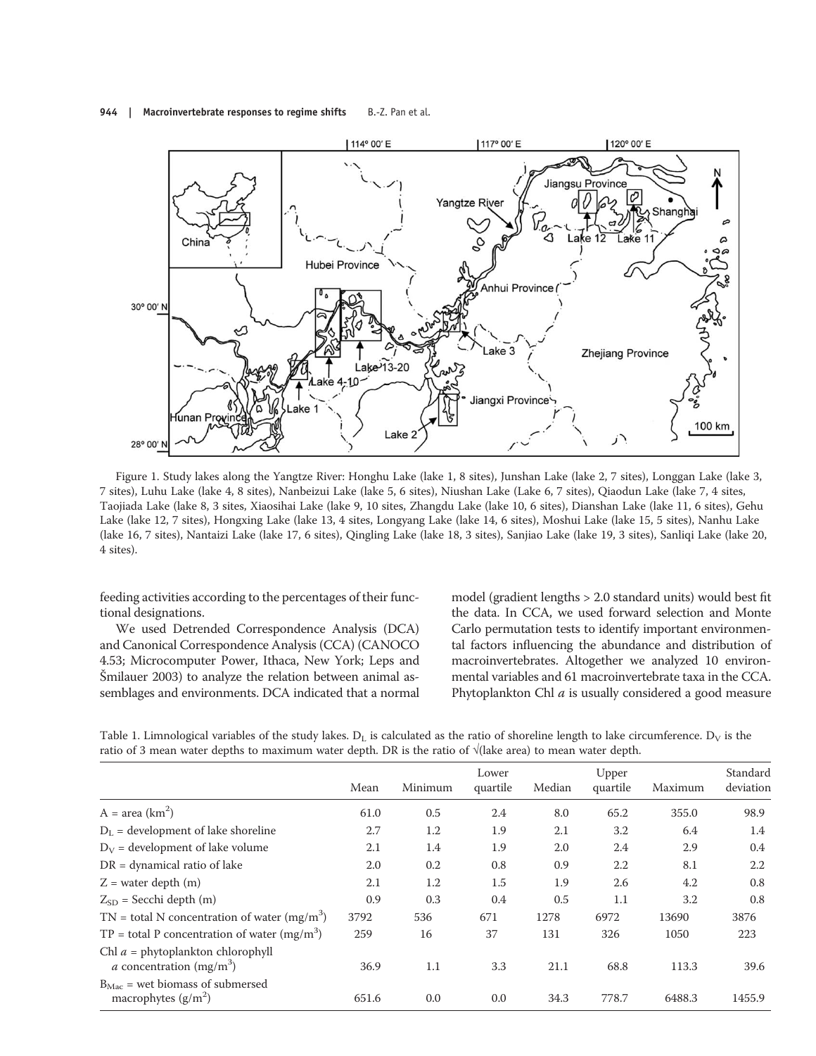Figure 1. Study lakes along the Yangtze River: Honghu Lake (lake 1, 8 sites), Junshan Lake (lake 2, 7 sites), Longgan Lake (lake 3, 7 sites), Luhu Lake (lake 4, 8 sites), Nanbeizui Lake (lake 5, 6 sites), Niushan Lake (Lake 6, 7 sites), Qiaodun Lake (lake 7, 4 sites, Taojiada Lake (lake 8, 3 sites, Xiaosihai Lake (lake 9, 10 sites, Zhangdu Lake (lake 10, 6 sites), Dianshan Lake (lake 11, 6 sites), Gehu Lake (lake 12, 7 sites), Hongxing Lake (lake 13, 4 sites, Longyang Lake (lake 14, 6 sites), Moshui Lake (lake 15, 5 sites), Nanhu Lake (lake 16, 7 sites), Nantaizi Lake (lake 17, 6 sites), Qingling Lake (lake 18, 3 sites), Sanjiao Lake (lake 19, 3 sites), Sanliqi Lake (lake 20, 4 sites).

feeding activities according to the percentages of their functional designations.

We used Detrended Correspondence Analysis (DCA) and Canonical Correspondence Analysis (CCA) (CANOCO 4.53; Microcomputer Power, Ithaca, New York; Leps and Šmilauer 2003) to analyze the relation between animal assemblages and environments. DCA indicated that a normal model (gradient lengths > 2.0 standard units) would best fit the data. In CCA, we used forward selection and Monte Carlo permutation tests to identify important environmental factors influencing the abundance and distribution of macroinvertebrates. Altogether we analyzed 10 environmental variables and 61 macroinvertebrate taxa in the CCA. Phytoplankton Chl *a* is usually considered a good measure

Table 1. Limnological variables of the study lakes. $D_L$ is calculated as the ratio of shoreline length to lake circumference. $D_V$ is the ratio of 3 mean water depths to maximum water depth. DR is the ratio of $\sqrt{\text{lake area}}$ to mean water depth.

| | Mean | Minimum | Lower quartile | Median | Upper quartile | Maximum | Standard deviation |
|---|---|---|---|---|---|---|---|
| A = area ($km^2$) | 61.0 | 0.5 | 2.4 | 8.0 | 65.2 | 355.0 | 98.9 |
| $D_L$ = development of lake shoreline | 2.7 | 1.2 | 1.9 | 2.1 | 3.2 | 6.4 | 1.4 |
| $D_V$ = development of lake volume | 2.1 | 1.4 | 1.9 | 2.0 | 2.4 | 2.9 | 0.4 |
| DR = dynamical ratio of lake | 2.0 | 0.2 | 0.8 | 0.9 | 2.2 | 8.1 | 2.2 |
| Z = water depth (m) | 2.1 | 1.2 | 1.5 | 1.9 | 2.6 | 4.2 | 0.8 |
| $Z_{SD}$ = Secchi depth (m) | 0.9 | 0.3 | 0.4 | 0.5 | 1.1 | 3.2 | 0.8 |
| TN = total N concentration of water ($mg/m^3$) | 3792 | 536 | 671 | 1278 | 6972 | 13690 | 3876 |
| TP = total P concentration of water ($mg/m^3$) | 259 | 16 | 37 | 131 | 326 | 1050 | 223 |
| Chl *a* = phytoplankton chlorophyll *a* concentration ($mg/m^3$) | 36.9 | 1.1 | 3.3 | 21.1 | 68.8 | 113.3 | 39.6 |
| $B_{Mac}$ = wet biomass of submersed macrophytes ($g/m^2$) | 651.6 | 0.0 | 0.0 | 34.3 | 778.7 | 6488.3 | 1455.9 |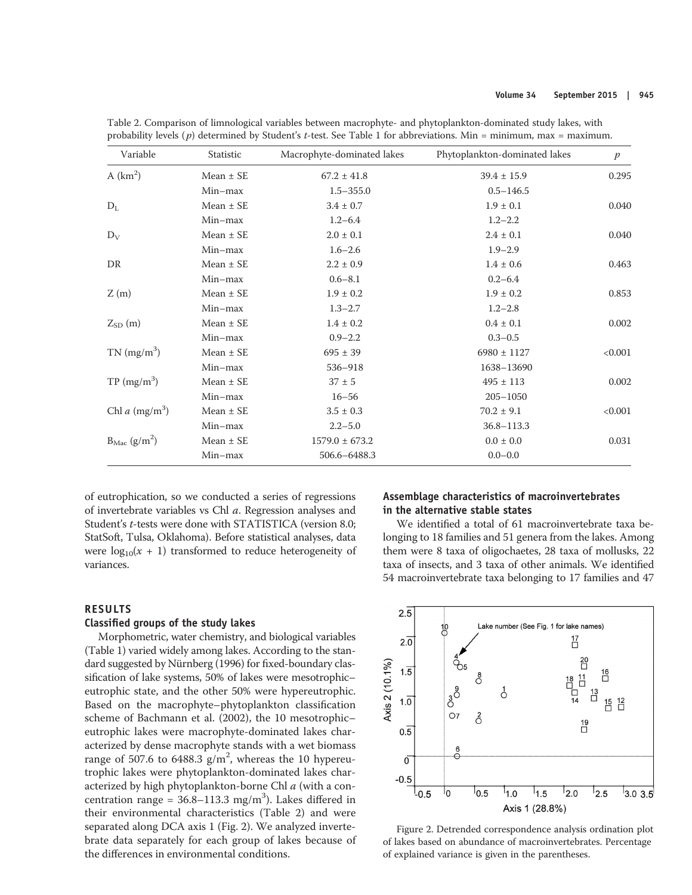Table 2. Comparison of limnological variables between macrophyte- and phytoplankton-dominated study lakes, with probability levels ($p$) determined by Student's $t$-test. See Table 1 for abbreviations. Min = minimum, max = maximum.

| Variable | Statistic | Macrophyte-dominated lakes | Phytoplankton-dominated lakes | $p$ |
|---|---|---|---|---|
| A ($km^2$) | Mean ± SE | 67.2 ± 41.8 | 39.4 ± 15.9 | 0.295 |
| | Min–max | 1.5–355.0 | 0.5–146.5 | |
| $D_L$ | Mean ± SE | 3.4 ± 0.7 | 1.9 ± 0.1 | 0.040 |
| | Min–max | 1.2–6.4 | 1.2–2.2 | |
| $D_V$ | Mean ± SE | 2.0 ± 0.1 | 2.4 ± 0.1 | 0.040 |
| | Min–max | 1.6–2.6 | 1.9–2.9 | |
| DR | Mean ± SE | 2.2 ± 0.9 | 1.4 ± 0.6 | 0.463 |
| | Min–max | 0.6–8.1 | 0.2–6.4 | |
| Z (m) | Mean ± SE | 1.9 ± 0.2 | 1.9 ± 0.2 | 0.853 |
| | Min–max | 1.3–2.7 | 1.2–2.8 | |
| $Z_{SD}$ (m) | Mean ± SE | 1.4 ± 0.2 | 0.4 ± 0.1 | 0.002 |
| | Min–max | 0.9–2.2 | 0.3–0.5 | |
| TN ($mg/m^3$) | Mean ± SE | 695 ± 39 | 6980 ± 1127 | <0.001 |
| | Min–max | 536–918 | 1638–13690 | |
| TP ($mg/m^3$) | Mean ± SE | 37 ± 5 | 495 ± 113 | 0.002 |
| | Min–max | 16–56 | 205–1050 | |
| Chl $a$ ($mg/m^3$) | Mean ± SE | 3.5 ± 0.3 | 70.2 ± 9.1 | <0.001 |
| | Min–max | 2.2–5.0 | 36.8–113.3 | |
| $B_{Mac}$ ($g/m^2$) | Mean ± SE | 1579.0 ± 673.2 | 0.0 ± 0.0 | 0.031 |
| | Min–max | 506.6–6488.3 | 0.0–0.0 | |

of eutrophication, so we conducted a series of regressions of invertebrate variables vs Chl $a$. Regression analyses and Student's $t$-tests were done with STATISTICA (version 8.0; StatSoft, Tulsa, Oklahoma). Before statistical analyses, data were $\log_{10}(x + 1)$ transformed to reduce heterogeneity of variances.

## RESULTS

### Classified groups of the study lakes

Morphometric, water chemistry, and biological variables (Table 1) varied widely among lakes. According to the standard suggested by Nürnberg (1996) for fixed-boundary classification of lake systems, 50% of lakes were mesotrophic–eutrophic state, and the other 50% were hypereutrophic. Based on the macrophyte–phytoplankton classification scheme of Bachmann et al. (2002), the 10 mesotrophic–eutrophic lakes were macrophyte-dominated lakes characterized by dense macrophyte stands with a wet biomass range of 507.6 to 6488.3 $g/m^2$, whereas the 10 hypereutrophic lakes were phytoplankton-dominated lakes characterized by high phytoplankton-borne Chl $a$ (with a concentration range = 36.8–113.3 $mg/m^3$). Lakes differed in their environmental characteristics (Table 2) and were separated along DCA axis 1 (Fig. 2). We analyzed invertebrate data separately for each group of lakes because of the differences in environmental conditions.

### Assemblage characteristics of macroinvertebrates in the alternative stable states

We identified a total of 61 macroinvertebrate taxa belonging to 18 families and 51 genera from the lakes. Among them were 8 taxa of oligochaetes, 28 taxa of mollusks, 22 taxa of insects, and 3 taxa of other animals. We identified 54 macroinvertebrate taxa belonging to 17 families and 47

Figure 2. Detrended correspondence analysis ordination plot of lakes based on abundance of macroinvertebrates. Percentage of explained variance is given in the parentheses.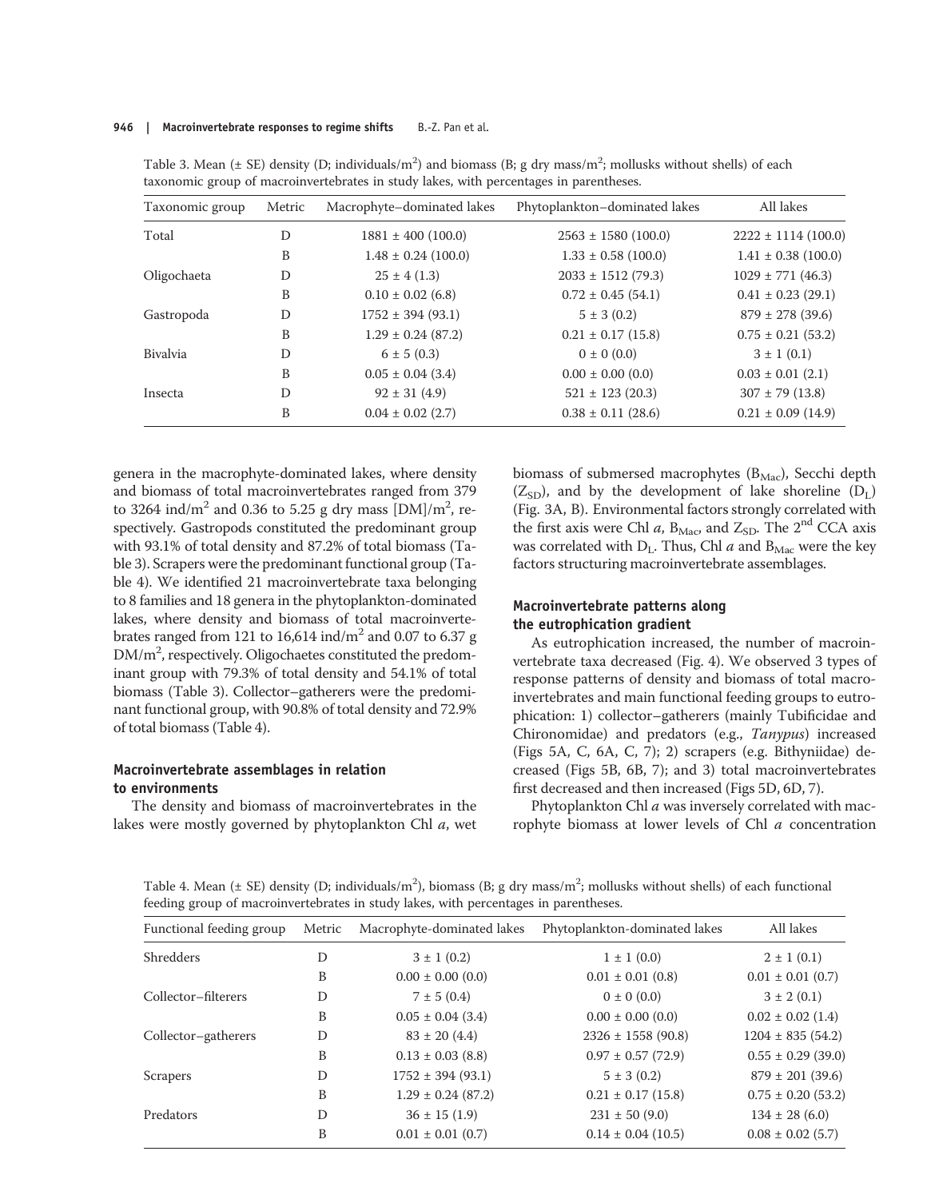Table 3. Mean (± SE) density (D; individuals/m$^2$) and biomass (B; g dry mass/m$^2$; mollusks without shells) of each taxonomic group of macroinvertebrates in study lakes, with percentages in parentheses.

| Taxonomic group | Metric | Macrophyte–dominated lakes | Phytoplankton–dominated lakes | All lakes |
|---|---|---|---|---|
| Total | D | 1881 ± 400 (100.0) | 2563 ± 1580 (100.0) | 2222 ± 1114 (100.0) |
| | B | 1.48 ± 0.24 (100.0) | 1.33 ± 0.58 (100.0) | 1.41 ± 0.38 (100.0) |
| Oligochaeta | D | 25 ± 4 (1.3) | 2033 ± 1512 (79.3) | 1029 ± 771 (46.3) |
| | B | 0.10 ± 0.02 (6.8) | 0.72 ± 0.45 (54.1) | 0.41 ± 0.23 (29.1) |
| Gastropoda | D | 1752 ± 394 (93.1) | 5 ± 3 (0.2) | 879 ± 278 (39.6) |
| | B | 1.29 ± 0.24 (87.2) | 0.21 ± 0.17 (15.8) | 0.75 ± 0.21 (53.2) |
| Bivalvia | D | 6 ± 5 (0.3) | 0 ± 0 (0.0) | 3 ± 1 (0.1) |
| | B | 0.05 ± 0.04 (3.4) | 0.00 ± 0.00 (0.0) | 0.03 ± 0.01 (2.1) |
| Insecta | D | 92 ± 31 (4.9) | 521 ± 123 (20.3) | 307 ± 79 (13.8) |
| | B | 0.04 ± 0.02 (2.7) | 0.38 ± 0.11 (28.6) | 0.21 ± 0.09 (14.9) |

genera in the macrophyte-dominated lakes, where density and biomass of total macroinvertebrates ranged from 379 to 3264 ind/m$^2$ and 0.36 to 5.25 g dry mass [DM]/m$^2$, respectively. Gastropods constituted the predominant group with 93.1% of total density and 87.2% of total biomass (Table 3). Scrapers were the predominant functional group (Table 4). We identified 21 macroinvertebrate taxa belonging to 8 families and 18 genera in the phytoplankton-dominated lakes, where density and biomass of total macroinvertebrates ranged from 121 to 16,614 ind/m$^2$ and 0.07 to 6.37 g DM/m$^2$, respectively. Oligochaetes constituted the predominant group with 79.3% of total density and 54.1% of total biomass (Table 3). Collector–gatherers were the predominant functional group, with 90.8% of total density and 72.9% of total biomass (Table 4).

### Macroinvertebrate assemblages in relation to environments

The density and biomass of macroinvertebrates in the lakes were mostly governed by phytoplankton Chl *a*, wet biomass of submersed macrophytes ($B_{Mac}$), Secchi depth ($Z_{SD}$), and by the development of lake shoreline ($D_L$) (Fig. 3A, B). Environmental factors strongly correlated with the first axis were Chl *a*, $B_{Mac}$, and $Z_{SD}$. The 2$^{nd}$ CCA axis was correlated with $D_L$. Thus, Chl *a* and $B_{Mac}$ were the key factors structuring macroinvertebrate assemblages.

### Macroinvertebrate patterns along the eutrophication gradient

As eutrophication increased, the number of macroinvertebrate taxa decreased (Fig. 4). We observed 3 types of response patterns of density and biomass of total macroinvertebrates and main functional feeding groups to eutrophication: 1) collector–gatherers (mainly Tubificidae and Chironomidae) and predators (e.g., *Tanypus*) increased (Figs 5A, C, 6A, C, 7); 2) scrapers (e.g. Bithyniidae) decreased (Figs 5B, 6B, 7); and 3) total macroinvertebrates first decreased and then increased (Figs 5D, 6D, 7).

Phytoplankton Chl *a* was inversely correlated with macrophyte biomass at lower levels of Chl *a* concentration

Table 4. Mean (± SE) density (D; individuals/m$^2$), biomass (B; g dry mass/m$^2$; mollusks without shells) of each functional feeding group of macroinvertebrates in study lakes, with percentages in parentheses.

| Functional feeding group | Metric | Macrophyte-dominated lakes | Phytoplankton-dominated lakes | All lakes |
|---|---|---|---|---|
| Shredders | D | 3 ± 1 (0.2) | 1 ± 1 (0.0) | 2 ± 1 (0.1) |
| | B | 0.00 ± 0.00 (0.0) | 0.01 ± 0.01 (0.8) | 0.01 ± 0.01 (0.7) |
| Collector–filterers | D | 7 ± 5 (0.4) | 0 ± 0 (0.0) | 3 ± 2 (0.1) |
| | B | 0.05 ± 0.04 (3.4) | 0.00 ± 0.00 (0.0) | 0.02 ± 0.02 (1.4) |
| Collector–gatherers | D | 83 ± 20 (4.4) | 2326 ± 1558 (90.8) | 1204 ± 835 (54.2) |
| | B | 0.13 ± 0.03 (8.8) | 0.97 ± 0.57 (72.9) | 0.55 ± 0.29 (39.0) |
| Scrapers | D | 1752 ± 394 (93.1) | 5 ± 3 (0.2) | 879 ± 201 (39.6) |
| | B | 1.29 ± 0.24 (87.2) | 0.21 ± 0.17 (15.8) | 0.75 ± 0.20 (53.2) |
| Predators | D | 36 ± 15 (1.9) | 231 ± 50 (9.0) | 134 ± 28 (6.0) |
| | B | 0.01 ± 0.01 (0.7) | 0.14 ± 0.04 (10.5) | 0.08 ± 0.02 (5.7) |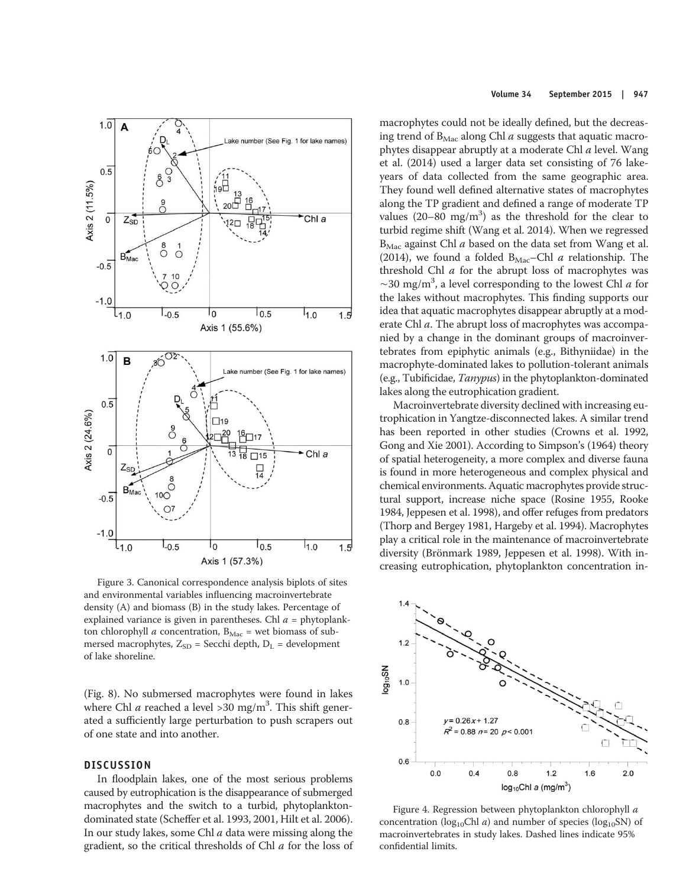Figure 3. Canonical correspondence analysis biplots of sites and environmental variables influencing macroinvertebrate density (A) and biomass (B) in the study lakes. Percentage of explained variance is given in parentheses. Chl *a* = phytoplankton chlorophyll *a* concentration, $B_{Mac}$ = wet biomass of submersed macrophytes, $Z_{SD}$ = Secchi depth, $D_L$ = development of lake shoreline.

(Fig. 8). No submersed macrophytes were found in lakes where Chl *a* reached a level >30 mg/m$^3$. This shift generated a sufficiently large perturbation to push scrapers out of one state and into another.

## DISCUSSION

In floodplain lakes, one of the most serious problems caused by eutrophication is the disappearance of submerged macrophytes and the switch to a turbid, phytoplankton-dominated state (Scheffer et al. 1993, 2001, Hilt et al. 2006). In our study lakes, some Chl *a* data were missing along the gradient, so the critical thresholds of Chl *a* for the loss of macrophytes could not be ideally defined, but the decreasing trend of $B_{Mac}$ along Chl *a* suggests that aquatic macrophytes disappear abruptly at a moderate Chl *a* level. Wang et al. (2014) used a larger data set consisting of 76 lake-years of data collected from the same geographic area. They found well defined alternative states of macrophytes along the TP gradient and defined a range of moderate TP values (20–80 mg/m$^3$) as the threshold for the clear to turbid regime shift (Wang et al. 2014). When we regressed $B_{Mac}$ against Chl *a* based on the data set from Wang et al. (2014), we found a folded $B_{Mac}$–Chl *a* relationship. The threshold Chl *a* for the abrupt loss of macrophytes was ~30 mg/m$^3$, a level corresponding to the lowest Chl *a* for the lakes without macrophytes. This finding supports our idea that aquatic macrophytes disappear abruptly at a moderate Chl *a*. The abrupt loss of macrophytes was accompanied by a change in the dominant groups of macroinvertebrates from epiphytic animals (e.g., Bithyniidae) in the macrophyte-dominated lakes to pollution-tolerant animals (e.g., Tubificidae, *Tanypus*) in the phytoplankton-dominated lakes along the eutrophication gradient.

Macroinvertebrate diversity declined with increasing eutrophication in Yangtze-disconnected lakes. A similar trend has been reported in other studies (Crowns et al. 1992, Gong and Xie 2001). According to Simpson's (1964) theory of spatial heterogeneity, a more complex and diverse fauna is found in more heterogeneous and complex physical and chemical environments. Aquatic macrophytes provide structural support, increase niche space (Rosine 1955, Rooke 1984, Jeppesen et al. 1998), and offer refuges from predators (Thorp and Bergey 1981, Hargeby et al. 1994). Macrophytes play a critical role in the maintenance of macroinvertebrate diversity (Brönmark 1989, Jeppesen et al. 1998). With increasing eutrophication, phytoplankton concentration in-

Figure 4. Regression between phytoplankton chlorophyll *a* concentration ($\log_{10}$Chl *a*) and number of species ($\log_{10}$SN) of macroinvertebrates in study lakes. Dashed lines indicate 95% confidential limits.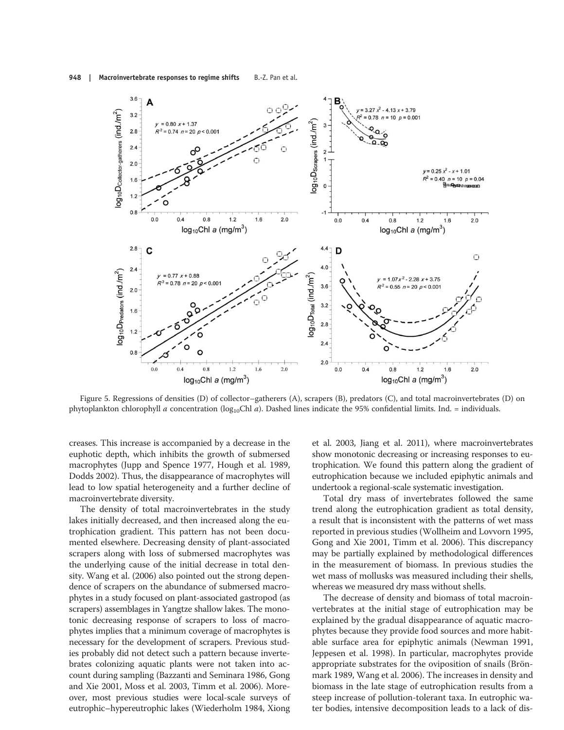Figure 5. Regressions of densities (D) of collector–gatherers (A), scrapers (B), predators (C), and total macroinvertebrates (D) on phytoplankton chlorophyll *a* concentration ($log_{10}$Chl *a*). Dashed lines indicate the 95% confidential limits. Ind. = individuals.

creases. This increase is accompanied by a decrease in the euphotic depth, which inhibits the growth of submersed macrophytes (Jupp and Spence 1977, Hough et al. 1989, Dodds 2002). Thus, the disappearance of macrophytes will lead to low spatial heterogeneity and a further decline of macroinvertebrate diversity.

The density of total macroinvertebrates in the study lakes initially decreased, and then increased along the eutrophication gradient. This pattern has not been documented elsewhere. Decreasing density of plant-associated scrapers along with loss of submersed macrophytes was the underlying cause of the initial decrease in total density. Wang et al. (2006) also pointed out the strong dependence of scrapers on the abundance of submersed macrophytes in a study focused on plant-associated gastropod (as scrapers) assemblages in Yangtze shallow lakes. The monotonic decreasing response of scrapers to loss of macrophytes implies that a minimum coverage of macrophytes is necessary for the development of scrapers. Previous studies probably did not detect such a pattern because invertebrates colonizing aquatic plants were not taken into account during sampling (Bazzanti and Seminara 1986, Gong and Xie 2001, Moss et al. 2003, Timm et al. 2006). Moreover, most previous studies were local-scale surveys of eutrophic–hypereutrophic lakes (Wiederholm 1984, Xiong et al. 2003, Jiang et al. 2011), where macroinvertebrates show monotonic decreasing or increasing responses to eutrophication. We found this pattern along the gradient of eutrophication because we included epiphytic animals and undertook a regional-scale systematic investigation.

Total dry mass of invertebrates followed the same trend along the eutrophication gradient as total density, a result that is inconsistent with the patterns of wet mass reported in previous studies (Wollheim and Lovvorn 1995, Gong and Xie 2001, Timm et al. 2006). This discrepancy may be partially explained by methodological differences in the measurement of biomass. In previous studies the wet mass of mollusks was measured including their shells, whereas we measured dry mass without shells.

The decrease of density and biomass of total macroinvertebrates at the initial stage of eutrophication may be explained by the gradual disappearance of aquatic macrophytes because they provide food sources and more habitable surface area for epiphytic animals (Newman 1991, Jeppesen et al. 1998). In particular, macrophytes provide appropriate substrates for the oviposition of snails (Brönmark 1989, Wang et al. 2006). The increases in density and biomass in the late stage of eutrophication results from a steep increase of pollution-tolerant taxa. In eutrophic water bodies, intensive decomposition leads to a lack of dis-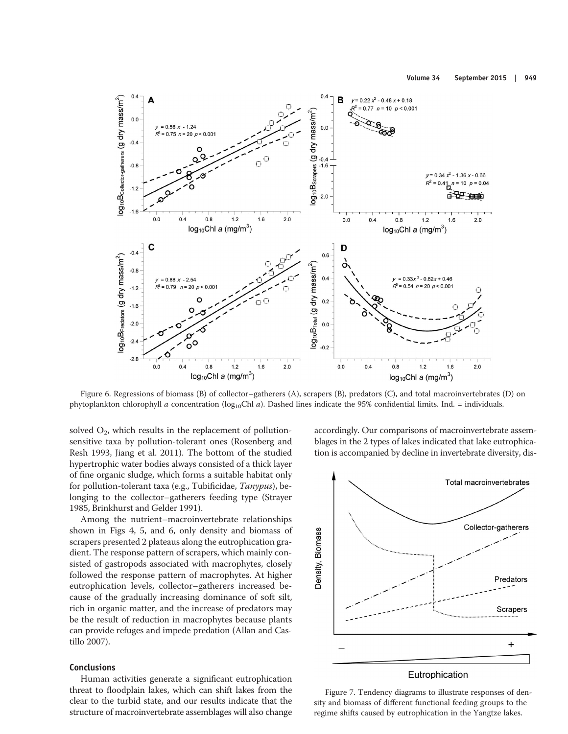Figure 6. Regressions of biomass (B) of collector–gatherers (A), scrapers (B), predators (C), and total macroinvertebrates (D) on phytoplankton chlorophyll *a* concentration ($\log_{10}$Chl *a*). Dashed lines indicate the 95% confidential limits. Ind. = individuals.

solved $O_2$, which results in the replacement of pollution-sensitive taxa by pollution-tolerant ones (Rosenberg and Resh 1993, Jiang et al. 2011). The bottom of the studied hypertrophic water bodies always consisted of a thick layer of fine organic sludge, which forms a suitable habitat only for pollution-tolerant taxa (e.g., Tubificidae, *Tanypus*), belonging to the collector–gatherers feeding type (Strayer 1985, Brinkhurst and Gelder 1991).

Among the nutrient–macroinvertebrate relationships shown in Figs 4, 5, and 6, only density and biomass of scrapers presented 2 plateaus along the eutrophication gradient. The response pattern of scrapers, which mainly consisted of gastropods associated with macrophytes, closely followed the response pattern of macrophytes. At higher eutrophication levels, collector–gatherers increased because of the gradually increasing dominance of soft silt, rich in organic matter, and the increase of predators may be the result of reduction in macrophytes because plants can provide refuges and impede predation (Allan and Castillo 2007).

## Conclusions

Human activities generate a significant eutrophication threat to floodplain lakes, which can shift lakes from the clear to the turbid state, and our results indicate that the structure of macroinvertebrate assemblages will also change accordingly. Our comparisons of macroinvertebrate assemblages in the 2 types of lakes indicated that lake eutrophication is accompanied by decline in invertebrate diversity, dis-

Figure 7. Tendency diagrams to illustrate responses of density and biomass of different functional feeding groups to the regime shifts caused by eutrophication in the Yangtze lakes.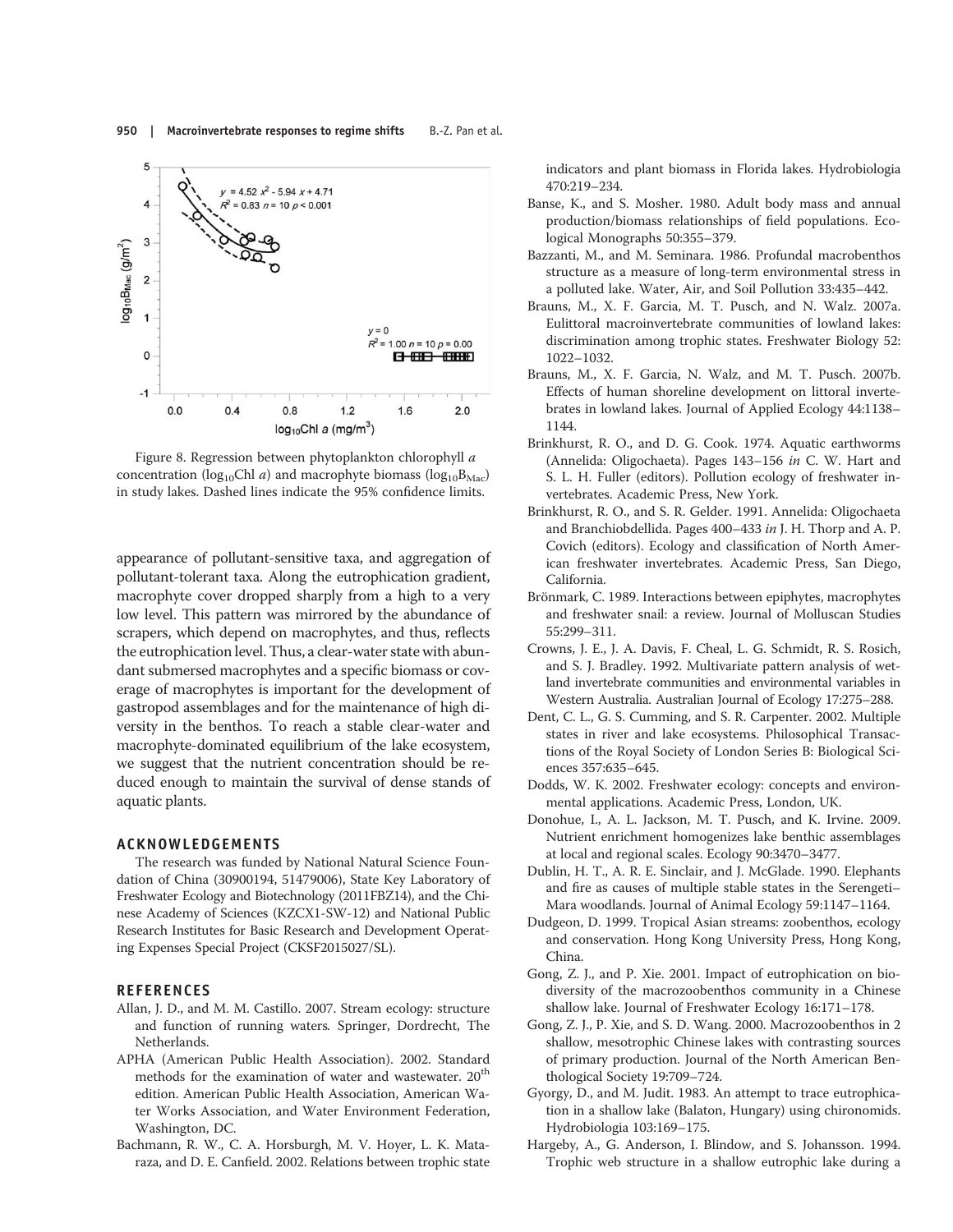Figure 8. Regression between phytoplankton chlorophyll *a* concentration ($\log_{10}$Chl *a*) and macrophyte biomass ($\log_{10}B_{Mac}$) in study lakes. Dashed lines indicate the 95% confidence limits.

appearance of pollutant-sensitive taxa, and aggregation of pollutant-tolerant taxa. Along the eutrophication gradient, macrophyte cover dropped sharply from a high to a very low level. This pattern was mirrored by the abundance of scrapers, which depend on macrophytes, and thus, reflects the eutrophication level. Thus, a clear-water state with abundant submersed macrophytes and a specific biomass or coverage of macrophytes is important for the development of gastropod assemblages and for the maintenance of high diversity in the benthos. To reach a stable clear-water and macrophyte-dominated equilibrium of the lake ecosystem, we suggest that the nutrient concentration should be reduced enough to maintain the survival of dense stands of aquatic plants.

## ACKNOWLEDGEMENTS

The research was funded by National Natural Science Foundation of China (30900194, 51479006), State Key Laboratory of Freshwater Ecology and Biotechnology (2011FBZ14), and the Chinese Academy of Sciences (KZCX1-SW-12) and National Public Research Institutes for Basic Research and Development Operating Expenses Special Project (CKSF2015027/SL).

## REFERENCES

Allan, J. D., and M. M. Castillo. 2007. Stream ecology: structure and function of running waters*.* Springer, Dordrecht, The Netherlands.

APHA (American Public Health Association). 2002. Standard methods for the examination of water and wastewater. 20th edition. American Public Health Association, American Water Works Association, and Water Environment Federation, Washington, DC.

Bachmann, R. W., C. A. Horsburgh, M. V. Hoyer, L. K. Mataraza, and D. E. Canfield. 2002. Relations between trophic state indicators and plant biomass in Florida lakes. Hydrobiologia 470:219–234.

Banse, K., and S. Mosher. 1980. Adult body mass and annual production/biomass relationships of field populations. Ecological Monographs 50:355–379.

Bazzanti, M., and M. Seminara. 1986. Profundal macrobenthos structure as a measure of long-term environmental stress in a polluted lake. Water, Air, and Soil Pollution 33:435–442.

Brauns, M., X. F. Garcia, M. T. Pusch, and N. Walz. 2007a. Eulittoral macroinvertebrate communities of lowland lakes: discrimination among trophic states. Freshwater Biology 52: 1022–1032.

Brauns, M., X. F. Garcia, N. Walz, and M. T. Pusch. 2007b. Effects of human shoreline development on littoral invertebrates in lowland lakes. Journal of Applied Ecology 44:1138–1144.

Brinkhurst, R. O., and D. G. Cook. 1974. Aquatic earthworms (Annelida: Oligochaeta). Pages 143–156 *in* C. W. Hart and S. L. H. Fuller (editors). Pollution ecology of freshwater invertebrates. Academic Press, New York.

Brinkhurst, R. O., and S. R. Gelder. 1991. Annelida: Oligochaeta and Branchiobdellida. Pages 400–433 *in* J. H. Thorp and A. P. Covich (editors). Ecology and classification of North American freshwater invertebrates. Academic Press, San Diego, California.

Brönmark, C. 1989. Interactions between epiphytes, macrophytes and freshwater snail: a review. Journal of Molluscan Studies 55:299–311.

Crowns, J. E., J. A. Davis, F. Cheal, L. G. Schmidt, R. S. Rosich, and S. J. Bradley. 1992. Multivariate pattern analysis of wetland invertebrate communities and environmental variables in Western Australia. Australian Journal of Ecology 17:275–288.

Dent, C. L., G. S. Cumming, and S. R. Carpenter. 2002. Multiple states in river and lake ecosystems. Philosophical Transactions of the Royal Society of London Series B: Biological Sciences 357:635–645.

Dodds, W. K. 2002. Freshwater ecology: concepts and environmental applications. Academic Press, London, UK.

Donohue, I., A. L. Jackson, M. T. Pusch, and K. Irvine. 2009. Nutrient enrichment homogenizes lake benthic assemblages at local and regional scales. Ecology 90:3470–3477.

Dublin, H. T., A. R. E. Sinclair, and J. McGlade. 1990. Elephants and fire as causes of multiple stable states in the Serengeti–Mara woodlands. Journal of Animal Ecology 59:1147–1164.

Dudgeon, D. 1999. Tropical Asian streams: zoobenthos, ecology and conservation. Hong Kong University Press, Hong Kong, China.

Gong, Z. J., and P. Xie. 2001. Impact of eutrophication on biodiversity of the macrozoobenthos community in a Chinese shallow lake. Journal of Freshwater Ecology 16:171–178.

Gong, Z. J., P. Xie, and S. D. Wang. 2000. Macrozoobenthos in 2 shallow, mesotrophic Chinese lakes with contrasting sources of primary production. Journal of the North American Benthological Society 19:709–724.

Gyorgy, D., and M. Judit. 1983. An attempt to trace eutrophication in a shallow lake (Balaton, Hungary) using chironomids. Hydrobiologia 103:169–175.

Hargeby, A., G. Anderson, I. Blindow, and S. Johansson. 1994. Trophic web structure in a shallow eutrophic lake during a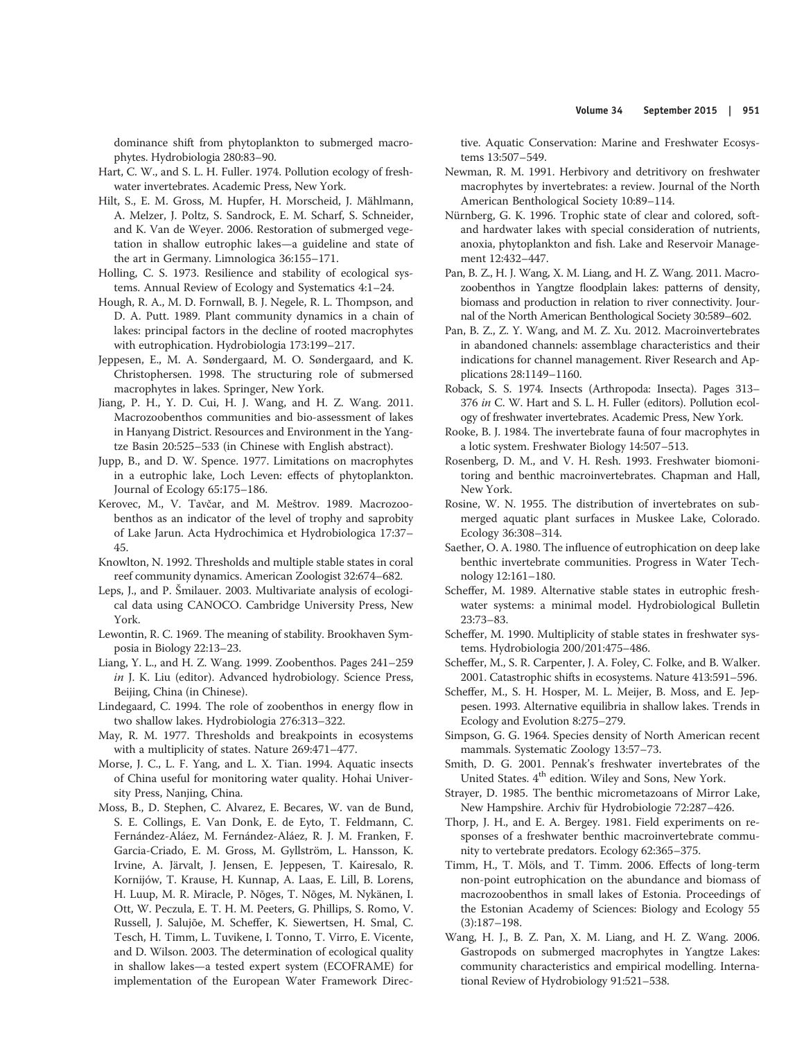dominance shift from phytoplankton to submerged macrophytes. Hydrobiologia 280:83–90.

Hart, C. W., and S. L. H. Fuller. 1974. Pollution ecology of freshwater invertebrates. Academic Press, New York.

Hilt, S., E. M. Gross, M. Hupfer, H. Morscheid, J. Mählmann, A. Melzer, J. Poltz, S. Sandrock, E. M. Scharf, S. Schneider, and K. Van de Weyer. 2006. Restoration of submerged vegetation in shallow eutrophic lakes—a guideline and state of the art in Germany. Limnologica 36:155–171.

Holling, C. S. 1973. Resilience and stability of ecological systems. Annual Review of Ecology and Systematics 4:1–24.

Hough, R. A., M. D. Fornwall, B. J. Negele, R. L. Thompson, and D. A. Putt. 1989. Plant community dynamics in a chain of lakes: principal factors in the decline of rooted macrophytes with eutrophication. Hydrobiologia 173:199–217.

Jeppesen, E., M. A. Søndergaard, M. O. Søndergaard, and K. Christophersen. 1998. The structuring role of submersed macrophytes in lakes. Springer, New York.

Jiang, P. H., Y. D. Cui, H. J. Wang, and H. Z. Wang. 2011. Macrozoobenthos communities and bio-assessment of lakes in Hanyang District. Resources and Environment in the Yangtze Basin 20:525–533 (in Chinese with English abstract).

Jupp, B., and D. W. Spence. 1977. Limitations on macrophytes in a eutrophic lake, Loch Leven: effects of phytoplankton. Journal of Ecology 65:175–186.

Kerovec, M., V. Tavčar, and M. Meštrov. 1989. Macrozoobenthos as an indicator of the level of trophy and saprobity of Lake Jarun. Acta Hydrochimica et Hydrobiologica 17:37–45.

Knowlton, N. 1992. Thresholds and multiple stable states in coral reef community dynamics. American Zoologist 32:674–682.

Leps, J., and P. Šmilauer. 2003. Multivariate analysis of ecological data using CANOCO. Cambridge University Press, New York.

Lewontin, R. C. 1969. The meaning of stability. Brookhaven Symposia in Biology 22:13–23.

Liang, Y. L., and H. Z. Wang. 1999. Zoobenthos. Pages 241–259 *in* J. K. Liu (editor). Advanced hydrobiology. Science Press, Beijing, China (in Chinese).

Lindegaard, C. 1994. The role of zoobenthos in energy flow in two shallow lakes. Hydrobiologia 276:313–322.

May, R. M. 1977. Thresholds and breakpoints in ecosystems with a multiplicity of states. Nature 269:471–477.

Morse, J. C., L. F. Yang, and L. X. Tian. 1994. Aquatic insects of China useful for monitoring water quality. Hohai University Press, Nanjing, China.

Moss, B., D. Stephen, C. Alvarez, E. Becares, W. van de Bund, S. E. Collings, E. Van Donk, E. de Eyto, T. Feldmann, C. Fernández-Aláez, M. Fernández-Aláez, R. J. M. Franken, F. Garcia-Criado, E. M. Gross, M. Gyllström, L. Hansson, K. Irvine, A. Järvalt, J. Jensen, E. Jeppesen, T. Kairesalo, R. Kornijów, T. Krause, H. Kunnap, A. Laas, E. Lill, B. Lorens, H. Luup, M. R. Miracle, P. Nõges, T. Nõges, M. Nykänen, I. Ott, W. Peczula, E. T. H. M. Peeters, G. Phillips, S. Romo, V. Russell, J. Salujõe, M. Scheffer, K. Siewertsen, H. Smal, C. Tesch, H. Timm, L. Tuvikene, I. Tonno, T. Virro, E. Vicente, and D. Wilson. 2003. The determination of ecological quality in shallow lakes—a tested expert system (ECOFRAME) for implementation of the European Water Framework Directive. Aquatic Conservation: Marine and Freshwater Ecosystems 13:507–549.

Newman, R. M. 1991. Herbivory and detritivory on freshwater macrophytes by invertebrates: a review. Journal of the North American Benthological Society 10:89–114.

Nürnberg, G. K. 1996. Trophic state of clear and colored, soft- and hardwater lakes with special consideration of nutrients, anoxia, phytoplankton and fish. Lake and Reservoir Management 12:432–447.

Pan, B. Z., H. J. Wang, X. M. Liang, and H. Z. Wang. 2011. Macrozoobenthos in Yangtze floodplain lakes: patterns of density, biomass and production in relation to river connectivity. Journal of the North American Benthological Society 30:589–602.

Pan, B. Z., Z. Y. Wang, and M. Z. Xu. 2012. Macroinvertebrates in abandoned channels: assemblage characteristics and their indications for channel management. River Research and Applications 28:1149–1160.

Roback, S. S. 1974. Insects (Arthropoda: Insecta). Pages 313–376 *in* C. W. Hart and S. L. H. Fuller (editors). Pollution ecology of freshwater invertebrates. Academic Press, New York.

Rooke, B. J. 1984. The invertebrate fauna of four macrophytes in a lotic system. Freshwater Biology 14:507–513.

Rosenberg, D. M., and V. H. Resh. 1993. Freshwater biomonitoring and benthic macroinvertebrates. Chapman and Hall, New York.

Rosine, W. N. 1955. The distribution of invertebrates on submerged aquatic plant surfaces in Muskee Lake, Colorado. Ecology 36:308–314.

Saether, O. A. 1980. The influence of eutrophication on deep lake benthic invertebrate communities. Progress in Water Technology 12:161–180.

Scheffer, M. 1989. Alternative stable states in eutrophic freshwater systems: a minimal model. Hydrobiological Bulletin 23:73–83.

Scheffer, M. 1990. Multiplicity of stable states in freshwater systems. Hydrobiologia 200/201:475–486.

Scheffer, M., S. R. Carpenter, J. A. Foley, C. Folke, and B. Walker. 2001. Catastrophic shifts in ecosystems. Nature 413:591–596.

Scheffer, M., S. H. Hosper, M. L. Meijer, B. Moss, and E. Jeppesen. 1993. Alternative equilibria in shallow lakes. Trends in Ecology and Evolution 8:275–279.

Simpson, G. G. 1964. Species density of North American recent mammals. Systematic Zoology 13:57–73.

Smith, D. G. 2001. Pennak's freshwater invertebrates of the United States. 4th edition. Wiley and Sons, New York.

Strayer, D. 1985. The benthic micrometazoans of Mirror Lake, New Hampshire. Archiv für Hydrobiologie 72:287–426.

Thorp, J. H., and E. A. Bergey. 1981. Field experiments on responses of a freshwater benthic macroinvertebrate community to vertebrate predators. Ecology 62:365–375.

Timm, H., T. Möls, and T. Timm. 2006. Effects of long-term non-point eutrophication on the abundance and biomass of macrozoobenthos in small lakes of Estonia. Proceedings of the Estonian Academy of Sciences: Biology and Ecology 55 (3):187–198.

Wang, H. J., B. Z. Pan, X. M. Liang, and H. Z. Wang. 2006. Gastropods on submerged macrophytes in Yangtze Lakes: community characteristics and empirical modelling. International Review of Hydrobiology 91:521–538.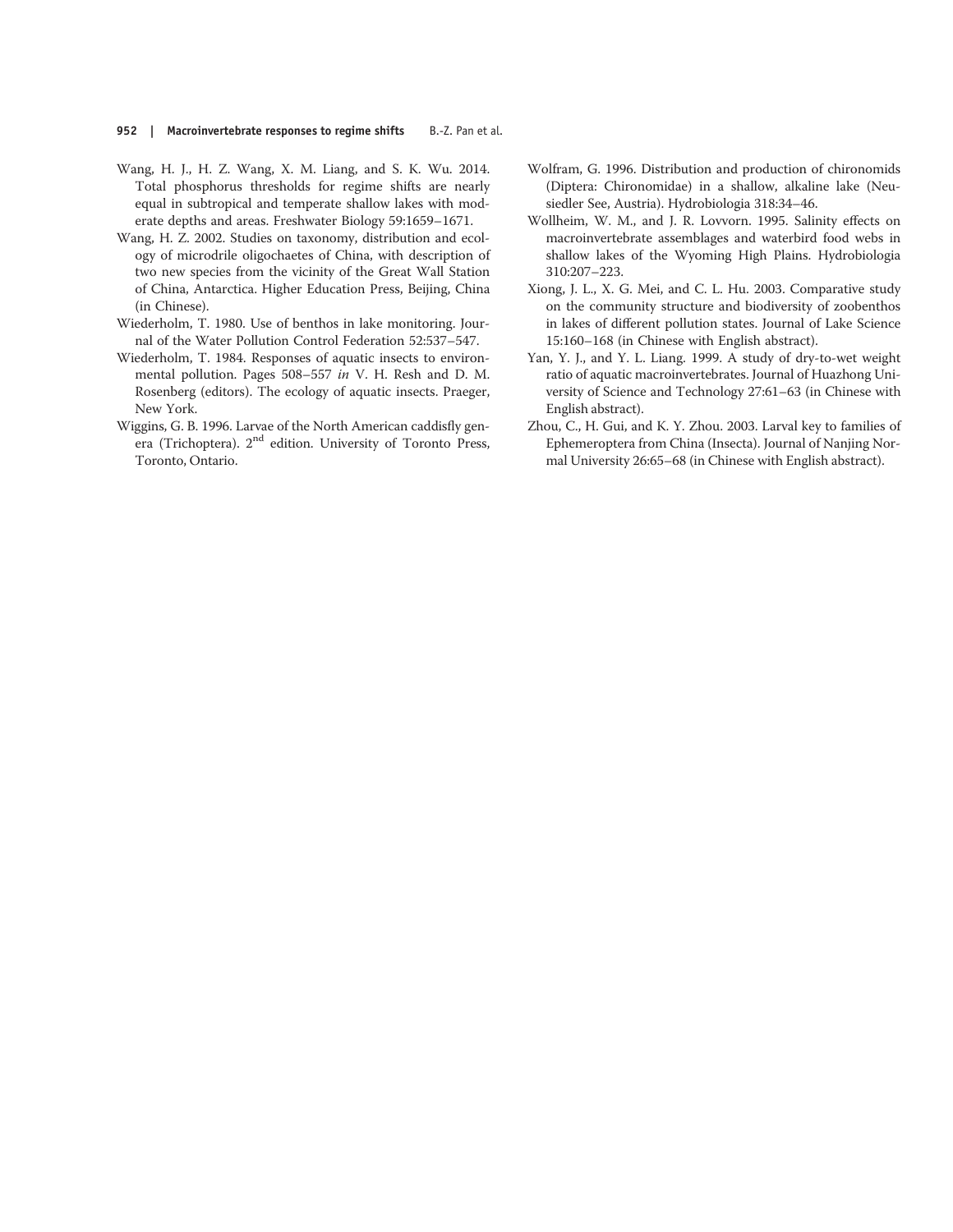Wang, H. J., H. Z. Wang, X. M. Liang, and S. K. Wu. 2014. Total phosphorus thresholds for regime shifts are nearly equal in subtropical and temperate shallow lakes with moderate depths and areas. Freshwater Biology 59:1659–1671.

Wang, H. Z. 2002. Studies on taxonomy, distribution and ecology of microdrile oligochaetes of China, with description of two new species from the vicinity of the Great Wall Station of China, Antarctica. Higher Education Press, Beijing, China (in Chinese).

Wiederholm, T. 1980. Use of benthos in lake monitoring. Journal of the Water Pollution Control Federation 52:537–547.

Wiederholm, T. 1984. Responses of aquatic insects to environmental pollution. Pages 508–557 *in* V. H. Resh and D. M. Rosenberg (editors). The ecology of aquatic insects. Praeger, New York.

Wiggins, G. B. 1996. Larvae of the North American caddisfly genera (Trichoptera). 2nd edition. University of Toronto Press, Toronto, Ontario.

Wolfram, G. 1996. Distribution and production of chironomids (Diptera: Chironomidae) in a shallow, alkaline lake (Neusiedler See, Austria). Hydrobiologia 318:34–46.

Wollheim, W. M., and J. R. Lovvorn. 1995. Salinity effects on macroinvertebrate assemblages and waterbird food webs in shallow lakes of the Wyoming High Plains. Hydrobiologia 310:207–223.

Xiong, J. L., X. G. Mei, and C. L. Hu. 2003. Comparative study on the community structure and biodiversity of zoobenthos in lakes of different pollution states. Journal of Lake Science 15:160–168 (in Chinese with English abstract).

Yan, Y. J., and Y. L. Liang. 1999. A study of dry-to-wet weight ratio of aquatic macroinvertebrates. Journal of Huazhong University of Science and Technology 27:61–63 (in Chinese with English abstract).

Zhou, C., H. Gui, and K. Y. Zhou. 2003. Larval key to families of Ephemeroptera from China (Insecta). Journal of Nanjing Normal University 26:65–68 (in Chinese with English abstract).